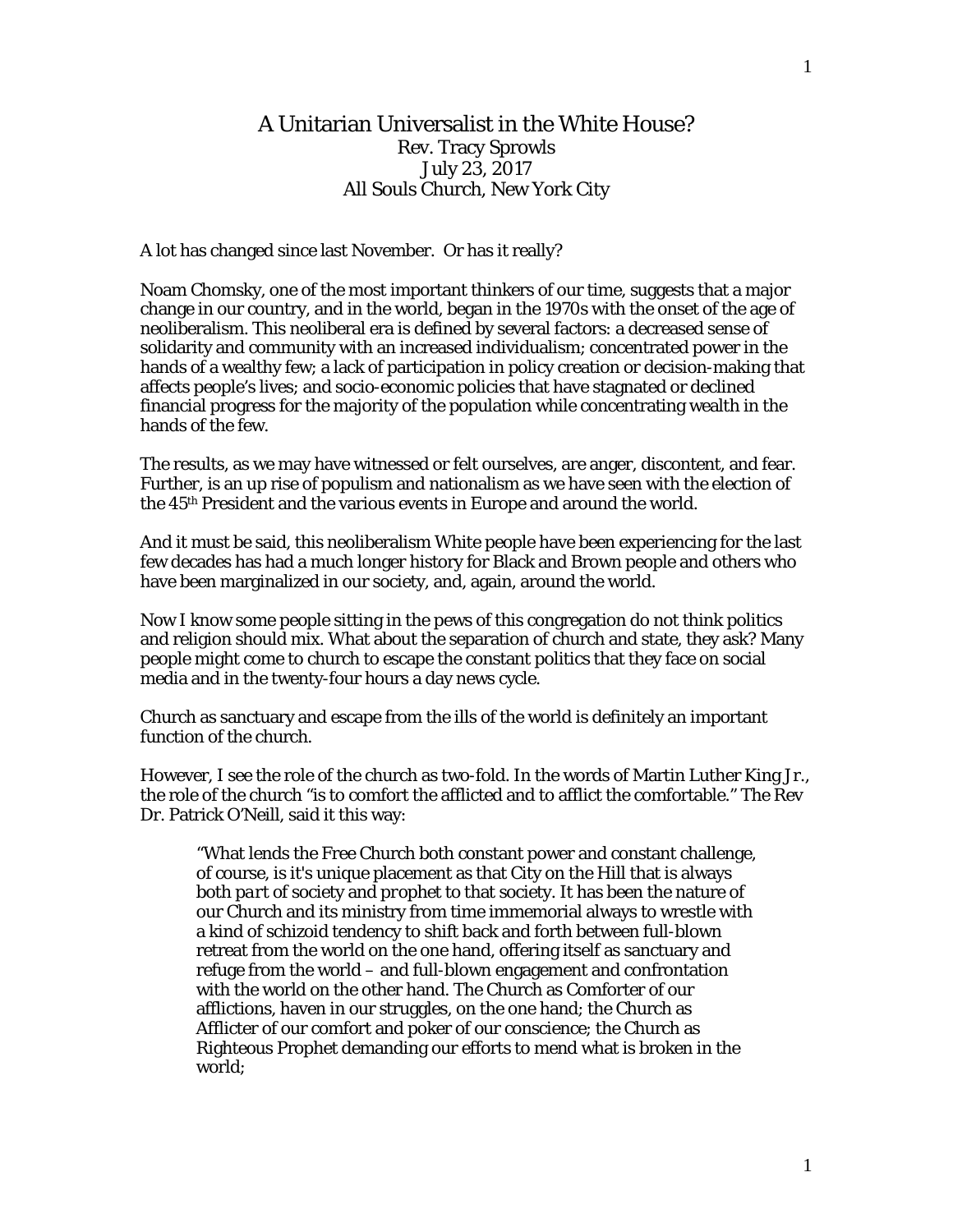# A Unitarian Universalist in the White House?

Rev. Tracy Sprowls
July 23, 2017
All Souls Church, New York City

A lot has changed since last November. Or has it really?

Noam Chomsky, one of the most important thinkers of our time, suggests that a major change in our country, and in the world, began in the 1970s with the onset of the age of neoliberalism. This neoliberal era is defined by several factors: a decreased sense of solidarity and community with an increased individualism; concentrated power in the hands of a wealthy few; a lack of participation in policy creation or decision-making that affects people's lives; and socio-economic policies that have stagnated or declined financial progress for the majority of the population while concentrating wealth in the hands of the few.

The results, as we may have witnessed or felt ourselves, are anger, discontent, and fear. Further, is an up rise of populism and nationalism as we have seen with the election of the 45th President and the various events in Europe and around the world.

And it must be said, this neoliberalism White people have been experiencing for the last few decades has had a much longer history for Black and Brown people and others who have been marginalized in our society, and, again, around the world.

Now I know some people sitting in the pews of this congregation do not think politics and religion should mix. What about the separation of church and state, they ask? Many people might come to church to escape the constant politics that they face on social media and in the twenty-four hours a day news cycle.

Church as sanctuary and escape from the ills of the world is definitely an important function of the church.

However, I see the role of the church as two-fold. In the words of Martin Luther King Jr., the role of the church "is to comfort the afflicted and to afflict the comfortable." The Rev Dr. Patrick O'Neill, said it this way:

> "What lends the Free Church both constant power and constant challenge, of course, is it's unique placement as that City on the Hill that is always both *part* of society and *prophet* to that society. It has been the nature of our Church and its ministry from time immemorial always to wrestle with a kind of schizoid tendency to shift back and forth between full-blown retreat from the world on the one hand, offering itself as sanctuary and refuge from the world – and full-blown engagement and confrontation with the world on the other hand. The Church as Comforter of our afflictions, haven in our struggles, on the one hand; the Church as Afflicter of our comfort and poker of our conscience; the Church as Righteous Prophet demanding our efforts to mend what is broken in the world;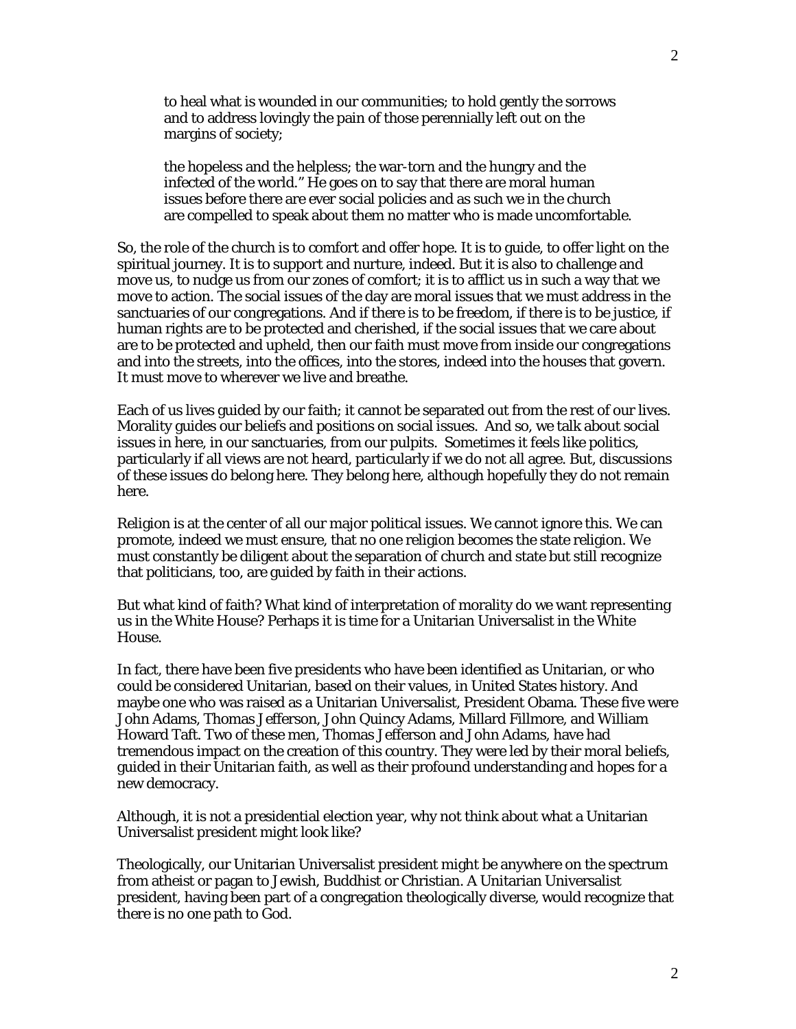> to heal what is wounded in our communities; to hold gently the sorrows and to address lovingly the pain of those perennially left out on the margins of society;
>
> the hopeless and the helpless; the war-torn and the hungry and the infected of the world." He goes on to say that there are moral human issues before there are ever social policies and as such we in the church are compelled to speak about them no matter who is made uncomfortable.

So, the role of the church is to comfort and offer hope. It is to guide, to offer light on the spiritual journey. It is to support and nurture, indeed. But it is also to challenge and move us, to nudge us from our zones of comfort; it is to afflict us in such a way that we move to action. The social issues of the day are moral issues that we must address in the sanctuaries of our congregations. And if there is to be freedom, if there is to be justice, if human rights are to be protected and cherished, if the social issues that we care about are to be protected and upheld, then our faith must move from inside our congregations and into the streets, into the offices, into the stores, indeed into the houses that govern. It must move to wherever we live and breathe.

Each of us lives guided by our faith; it cannot be separated out from the rest of our lives. Morality guides our beliefs and positions on social issues. And so, we talk about social issues in here, in our sanctuaries, from our pulpits. Sometimes it feels like politics, particularly if all views are not heard, particularly if we do not all agree. But, discussions of these issues do belong here. They belong here, although hopefully they do not remain here.

Religion is at the center of all our major political issues. We cannot ignore this. We can promote, indeed we must ensure, that no one religion becomes the state religion. We must constantly be diligent about the separation of church and state but still recognize that politicians, too, are guided by faith in their actions.

But what kind of faith? What kind of interpretation of morality do we want representing us in the White House? Perhaps it is time for a Unitarian Universalist in the White House.

In fact, there have been five presidents who have been identified as Unitarian, or who could be considered Unitarian, based on their values, in United States history. And maybe one who was raised as a Unitarian Universalist, President Obama. These five were John Adams, Thomas Jefferson, John Quincy Adams, Millard Fillmore, and William Howard Taft. Two of these men, Thomas Jefferson and John Adams, have had tremendous impact on the creation of this country. They were led by their moral beliefs, guided in their Unitarian faith, as well as their profound understanding and hopes for a new democracy.

Although, it is not a presidential election year, why not think about what a Unitarian Universalist president might look like?

Theologically, our Unitarian Universalist president might be anywhere on the spectrum from atheist or pagan to Jewish, Buddhist or Christian. A Unitarian Universalist president, having been part of a congregation theologically diverse, would recognize that there is no one path to God.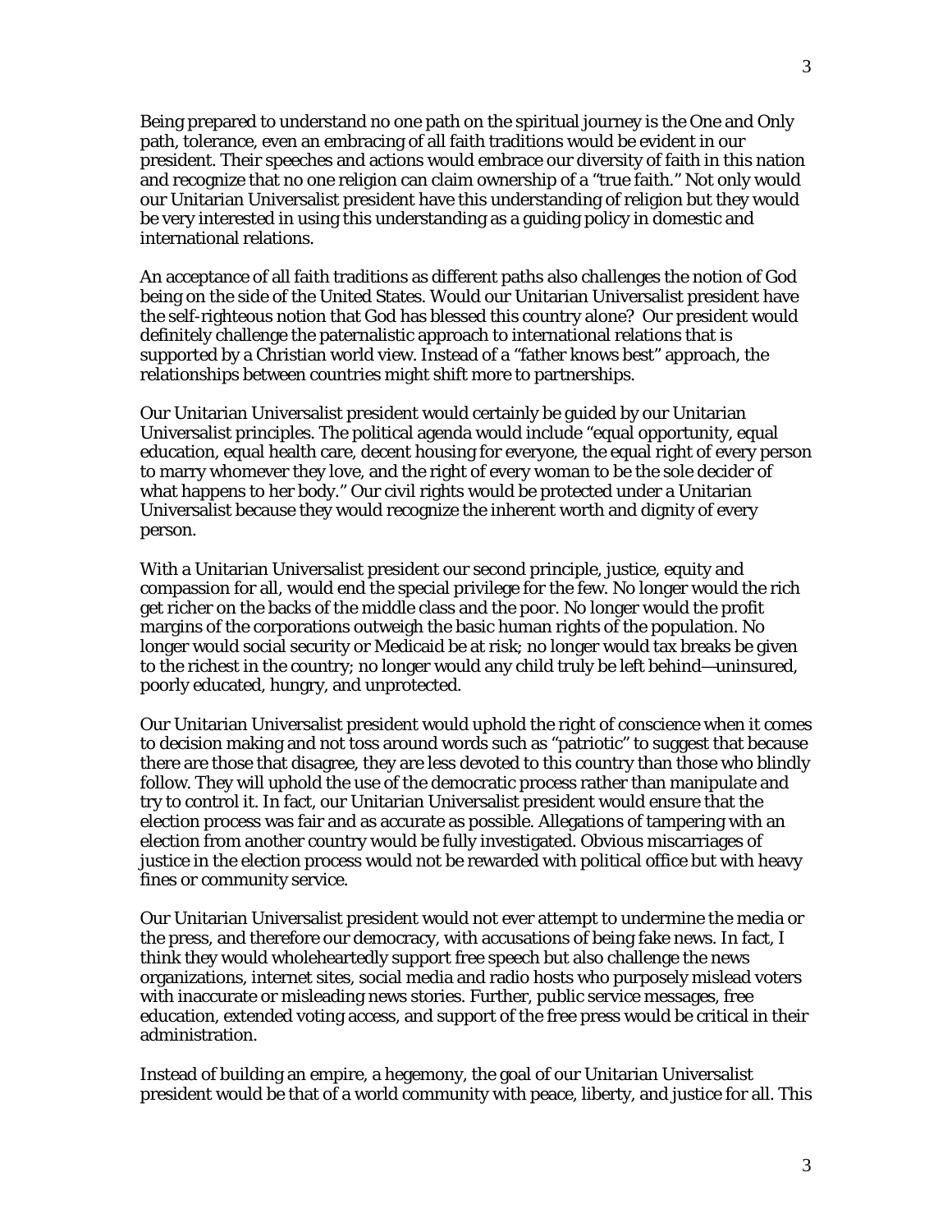Being prepared to understand no one path on the spiritual journey is the One and Only path, tolerance, even an embracing of all faith traditions would be evident in our president. Their speeches and actions would embrace our diversity of faith in this nation and recognize that no one religion can claim ownership of a "true faith." Not only would our Unitarian Universalist president have this understanding of religion but they would be very interested in using this understanding as a guiding policy in domestic and international relations.

An acceptance of all faith traditions as different paths also challenges the notion of God being on the side of the United States. Would our Unitarian Universalist president have the self-righteous notion that God has blessed this country alone? Our president would definitely challenge the paternalistic approach to international relations that is supported by a Christian world view. Instead of a "father knows best" approach, the relationships between countries might shift more to partnerships.

Our Unitarian Universalist president would certainly be guided by our Unitarian Universalist principles. The political agenda would include "equal opportunity, equal education, equal health care, decent housing for everyone, the equal right of every person to marry whomever they love, and the right of every woman to be the sole decider of what happens to her body." Our civil rights would be protected under a Unitarian Universalist because they would recognize the inherent worth and dignity of every person.

With a Unitarian Universalist president our second principle, justice, equity and compassion for all, would end the special privilege for the few. No longer would the rich get richer on the backs of the middle class and the poor. No longer would the profit margins of the corporations outweigh the basic human rights of the population. No longer would social security or Medicaid be at risk; no longer would tax breaks be given to the richest in the country; no longer would any child truly be left behind—uninsured, poorly educated, hungry, and unprotected.

Our Unitarian Universalist president would uphold the right of conscience when it comes to decision making and not toss around words such as "patriotic" to suggest that because there are those that disagree, they are less devoted to this country than those who blindly follow. They will uphold the use of the democratic process rather than manipulate and try to control it. In fact, our Unitarian Universalist president would ensure that the election process was fair and as accurate as possible. Allegations of tampering with an election from another country would be fully investigated. Obvious miscarriages of justice in the election process would not be rewarded with political office but with heavy fines or community service.

Our Unitarian Universalist president would not ever attempt to undermine the media or the press, and therefore our democracy, with accusations of being fake news. In fact, I think they would wholeheartedly support free speech but also challenge the news organizations, internet sites, social media and radio hosts who purposely mislead voters with inaccurate or misleading news stories. Further, public service messages, free education, extended voting access, and support of the free press would be critical in their administration.

Instead of building an empire, a hegemony, the goal of our Unitarian Universalist president would be that of a world community with peace, liberty, and justice for all. This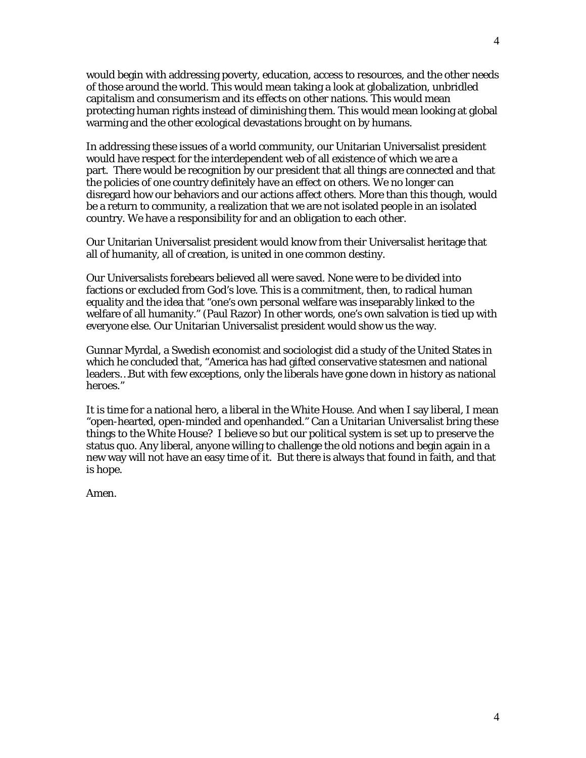would begin with addressing poverty, education, access to resources, and the other needs of those around the world. This would mean taking a look at globalization, unbridled capitalism and consumerism and its effects on other nations. This would mean protecting human rights instead of diminishing them. This would mean looking at global warming and the other ecological devastations brought on by humans.

In addressing these issues of a world community, our Unitarian Universalist president would have respect for the interdependent web of all existence of which we are a part. There would be recognition by our president that all things are connected and that the policies of one country definitely have an effect on others. We no longer can disregard how our behaviors and our actions affect others. More than this though, would be a return to community, a realization that we are not isolated people in an isolated country. We have a responsibility for and an obligation to each other.

Our Unitarian Universalist president would know from their Universalist heritage that all of humanity, all of creation, is united in one common destiny.

Our Universalists forebears believed all were saved. None were to be divided into factions or excluded from God's love. This is a commitment, then, to radical human equality and the idea that "one's own personal welfare was inseparably linked to the welfare of all humanity." (Paul Razor) In other words, one's own salvation is tied up with everyone else. Our Unitarian Universalist president would show us the way.

Gunnar Myrdal, a Swedish economist and sociologist did a study of the United States in which he concluded that, "America has had gifted conservative statesmen and national leaders…But with few exceptions, only the liberals have gone down in history as national heroes."

It is time for a national hero, a liberal in the White House. And when I say liberal, I mean "open-hearted, open-minded and openhanded." Can a Unitarian Universalist bring these things to the White House? I believe so but our political system is set up to preserve the status quo. Any liberal, anyone willing to challenge the old notions and begin again in a new way will not have an easy time of it. But there is always that found in faith, and that is hope.

Amen.